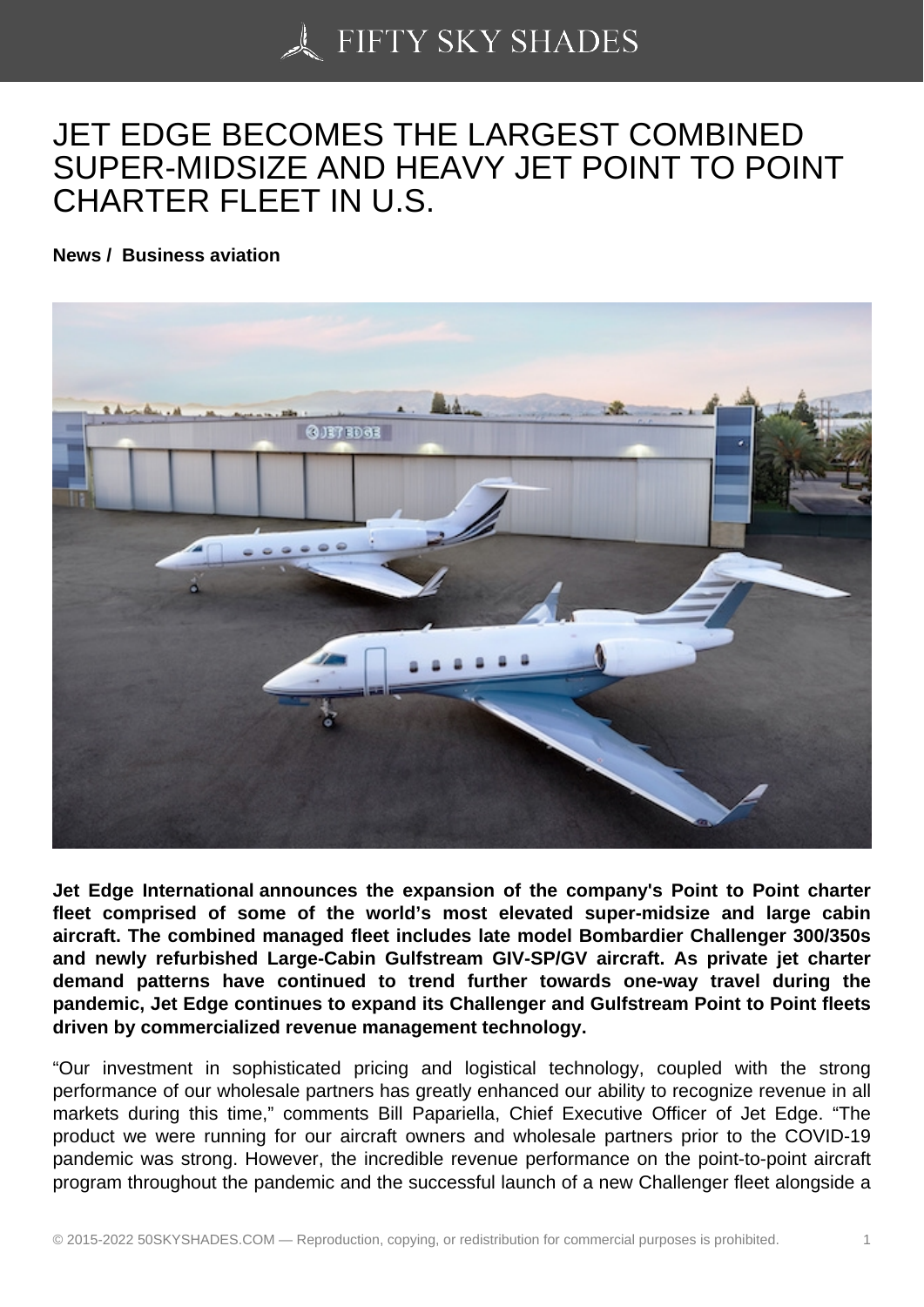# JET EDGE BECOMES THE LARGEST COMBINED SUPER-MIDSIZE AND HEAVY JET POINT TO POINT CHARTER FLEET IN U.S.

**News / Business aviation**

**Jet Edge International announces the expansion of the company's Point to Point charter fleet comprised of some of the world's most elevated super-midsize and large cabin aircraft. The combined managed fleet includes late model Bombardier Challenger 300/350s and newly refurbished Large-Cabin Gulfstream GIV-SP/GV aircraft. As private jet charter demand patterns have continued to trend further towards one-way travel during the pandemic, Jet Edge continues to expand its Challenger and Gulfstream Point to Point fleets driven by commercialized revenue management technology.**

"Our investment in sophisticated pricing and logistical technology, coupled with the strong performance of our wholesale partners has greatly enhanced our ability to recognize revenue in all markets during this time," comments Bill Papariella, Chief Executive Officer of Jet Edge. "The product we were running for our aircraft owners and wholesale partners prior to the COVID-19 pandemic was strong. However, the incredible revenue performance on the point-to-point aircraft program throughout the pandemic and the successful launch of a new Challenger fleet alongside a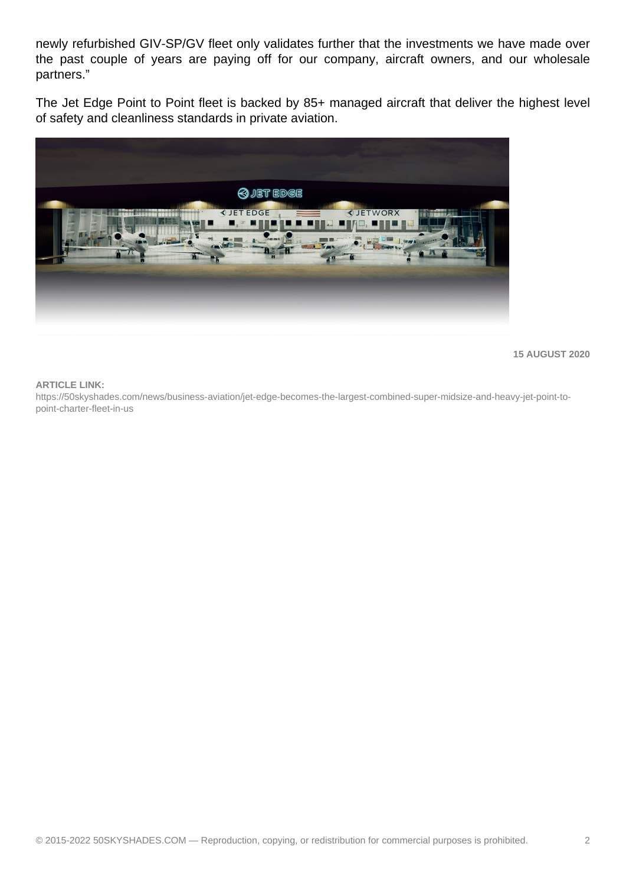newly refurbished GIV-SP/GV fleet only validates further that the investments we have made over the past couple of years are paying off for our company, aircraft owners, and our wholesale partners."

The Jet Edge Point to Point fleet is backed by 85+ managed aircraft that deliver the highest level of safety and cleanliness standards in private aviation.

**15 AUGUST 2020**

**ARTICLE LINK:**
https://50skyshades.com/news/business-aviation/jet-edge-becomes-the-largest-combined-super-midsize-and-heavy-jet-point-to-point-charter-fleet-in-us

© 2015-2022 50SKYSHADES.COM — Reproduction, copying, or redistribution for commercial purposes is prohibited.